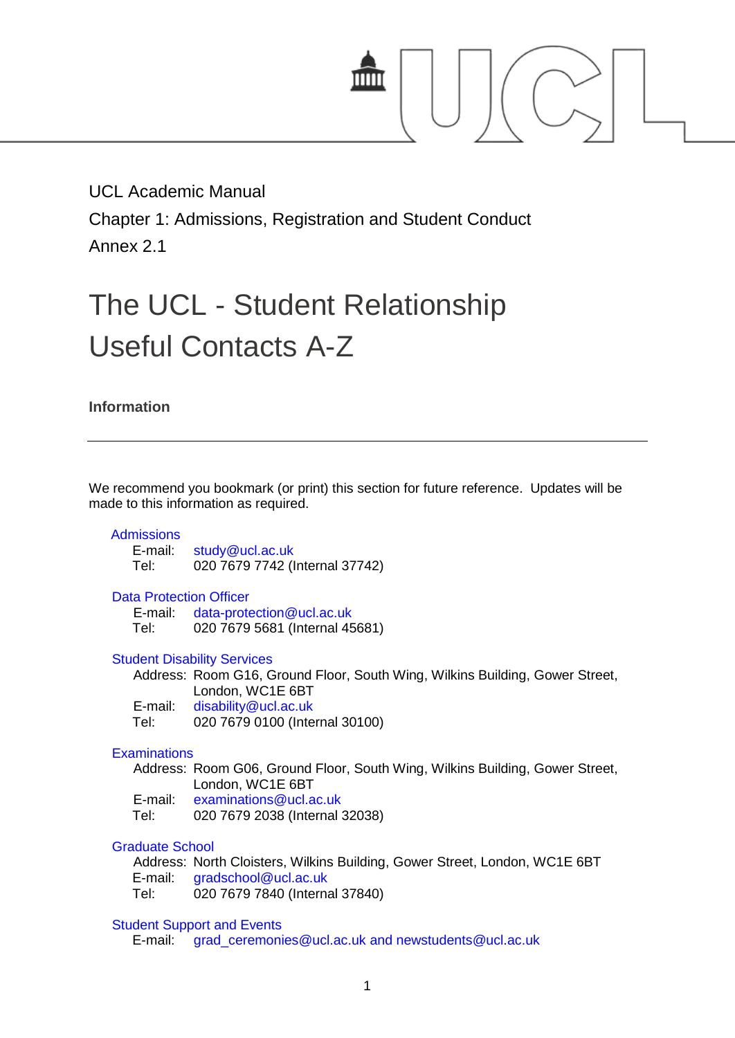UCL Academic Manual

Chapter 1: Admissions, Registration and Student Conduct

Annex 2.1

# The UCL - Student Relationship Useful Contacts A-Z

**Information**

---

We recommend you bookmark (or print) this section for future reference. Updates will be made to this information as required.

### Admissions

E-mail: study@ucl.ac.uk
Tel: 020 7679 7742 (Internal 37742)

### Data Protection Officer

E-mail: data-protection@ucl.ac.uk
Tel: 020 7679 5681 (Internal 45681)

### Student Disability Services

Address: Room G16, Ground Floor, South Wing, Wilkins Building, Gower Street, London, WC1E 6BT
E-mail: disability@ucl.ac.uk
Tel: 020 7679 0100 (Internal 30100)

### Examinations

Address: Room G06, Ground Floor, South Wing, Wilkins Building, Gower Street, London, WC1E 6BT
E-mail: examinations@ucl.ac.uk
Tel: 020 7679 2038 (Internal 32038)

### Graduate School

Address: North Cloisters, Wilkins Building, Gower Street, London, WC1E 6BT
E-mail: gradschool@ucl.ac.uk
Tel: 020 7679 7840 (Internal 37840)

### Student Support and Events

E-mail: grad_ceremonies@ucl.ac.uk and newstudents@ucl.ac.uk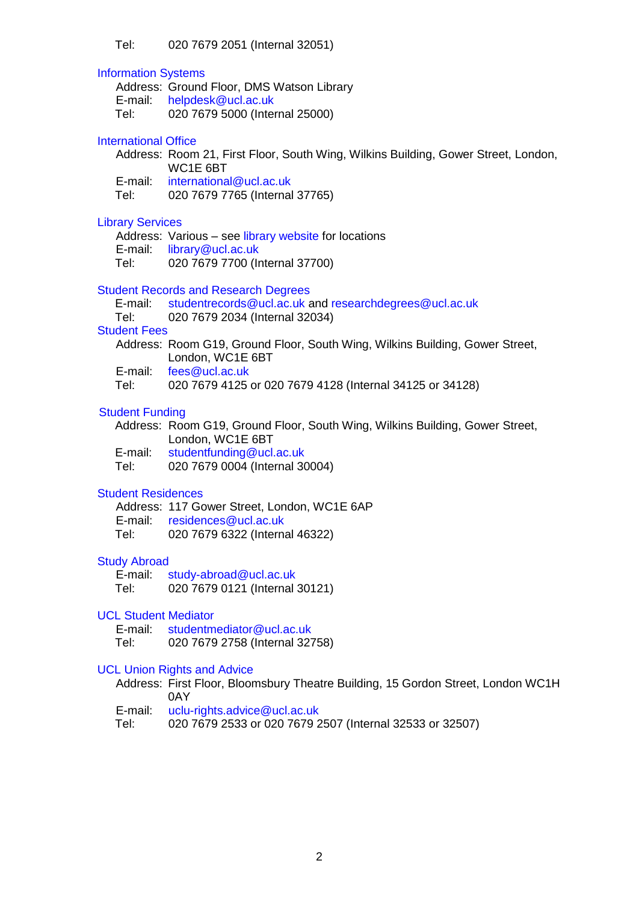Tel: 020 7679 2051 (Internal 32051)

### Information Systems

Address: Ground Floor, DMS Watson Library
E-mail: helpdesk@ucl.ac.uk
Tel: 020 7679 5000 (Internal 25000)

### International Office

Address: Room 21, First Floor, South Wing, Wilkins Building, Gower Street, London, WC1E 6BT
E-mail: international@ucl.ac.uk
Tel: 020 7679 7765 (Internal 37765)

### Library Services

Address: Various – see library website for locations
E-mail: library@ucl.ac.uk
Tel: 020 7679 7700 (Internal 37700)

### Student Records and Research Degrees

E-mail: studentrecords@ucl.ac.uk and researchdegrees@ucl.ac.uk
Tel: 020 7679 2034 (Internal 32034)

### Student Fees

Address: Room G19, Ground Floor, South Wing, Wilkins Building, Gower Street, London, WC1E 6BT
E-mail: fees@ucl.ac.uk
Tel: 020 7679 4125 or 020 7679 4128 (Internal 34125 or 34128)

### Student Funding

Address: Room G19, Ground Floor, South Wing, Wilkins Building, Gower Street, London, WC1E 6BT
E-mail: studentfunding@ucl.ac.uk
Tel: 020 7679 0004 (Internal 30004)

### Student Residences

Address: 117 Gower Street, London, WC1E 6AP
E-mail: residences@ucl.ac.uk
Tel: 020 7679 6322 (Internal 46322)

### Study Abroad

E-mail: study-abroad@ucl.ac.uk
Tel: 020 7679 0121 (Internal 30121)

### UCL Student Mediator

E-mail: studentmediator@ucl.ac.uk
Tel: 020 7679 2758 (Internal 32758)

### UCL Union Rights and Advice

Address: First Floor, Bloomsbury Theatre Building, 15 Gordon Street, London WC1H 0AY
E-mail: uclu-rights.advice@ucl.ac.uk
Tel: 020 7679 2533 or 020 7679 2507 (Internal 32533 or 32507)